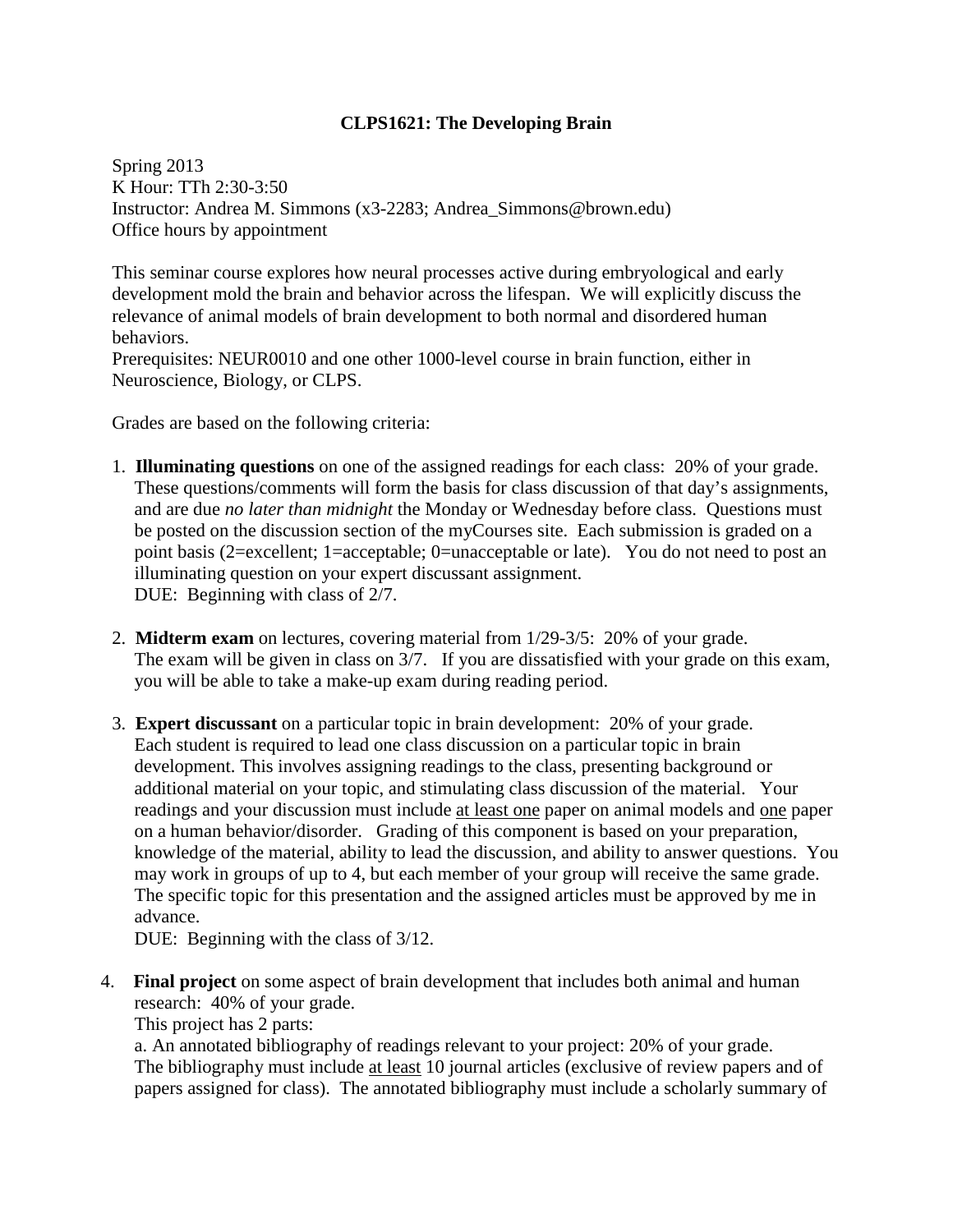# CLPS1621: The Developing Brain

Spring 2013
K Hour: TTh 2:30-3:50
Instructor: Andrea M. Simmons (x3-2283; Andrea_Simmons@brown.edu)
Office hours by appointment

This seminar course explores how neural processes active during embryological and early development mold the brain and behavior across the lifespan. We will explicitly discuss the relevance of animal models of brain development to both normal and disordered human behaviors.
Prerequisites: NEUR0010 and one other 1000-level course in brain function, either in Neuroscience, Biology, or CLPS.

Grades are based on the following criteria:

1. **Illuminating questions** on one of the assigned readings for each class: 20% of your grade. These questions/comments will form the basis for class discussion of that day's assignments, and are due *no later than midnight* the Monday or Wednesday before class. Questions must be posted on the discussion section of the myCourses site. Each submission is graded on a point basis (2=excellent; 1=acceptable; 0=unacceptable or late). You do not need to post an illuminating question on your expert discussant assignment.
   DUE: Beginning with class of 2/7.

2. **Midterm exam** on lectures, covering material from 1/29-3/5: 20% of your grade. The exam will be given in class on 3/7. If you are dissatisfied with your grade on this exam, you will be able to take a make-up exam during reading period.

3. **Expert discussant** on a particular topic in brain development: 20% of your grade. Each student is required to lead one class discussion on a particular topic in brain development. This involves assigning readings to the class, presenting background or additional material on your topic, and stimulating class discussion of the material. Your readings and your discussion must include <u>at least one</u> paper on animal models and <u>one</u> paper on a human behavior/disorder. Grading of this component is based on your preparation, knowledge of the material, ability to lead the discussion, and ability to answer questions. You may work in groups of up to 4, but each member of your group will receive the same grade. The specific topic for this presentation and the assigned articles must be approved by me in advance.
   DUE: Beginning with the class of 3/12.

4. **Final project** on some aspect of brain development that includes both animal and human research: 40% of your grade.
   This project has 2 parts:
   a. An annotated bibliography of readings relevant to your project: 20% of your grade. The bibliography must include <u>at least</u> 10 journal articles (exclusive of review papers and of papers assigned for class). The annotated bibliography must include a scholarly summary of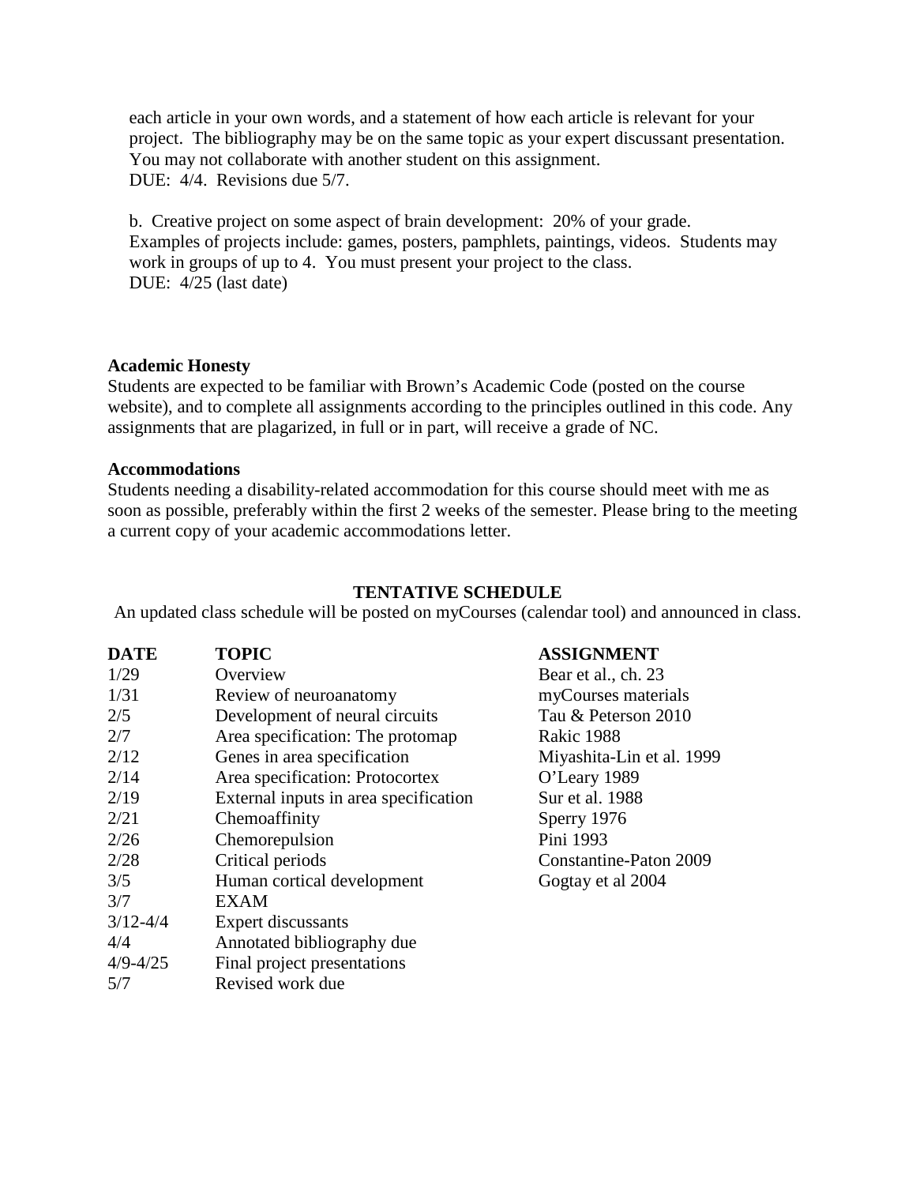each article in your own words, and a statement of how each article is relevant for your project. The bibliography may be on the same topic as your expert discussant presentation. You may not collaborate with another student on this assignment.
DUE: 4/4. Revisions due 5/7.

b. Creative project on some aspect of brain development: 20% of your grade. Examples of projects include: games, posters, pamphlets, paintings, videos. Students may work in groups of up to 4. You must present your project to the class.
DUE: 4/25 (last date)

**Academic Honesty**

Students are expected to be familiar with Brown's Academic Code (posted on the course website), and to complete all assignments according to the principles outlined in this code. Any assignments that are plagarized, in full or in part, will receive a grade of NC.

**Accommodations**

Students needing a disability-related accommodation for this course should meet with me as soon as possible, preferably within the first 2 weeks of the semester. Please bring to the meeting a current copy of your academic accommodations letter.

## TENTATIVE SCHEDULE

An updated class schedule will be posted on myCourses (calendar tool) and announced in class.

| DATE | TOPIC | ASSIGNMENT |
|---|---|---|
| 1/29 | Overview | Bear et al., ch. 23 |
| 1/31 | Review of neuroanatomy | myCourses materials |
| 2/5 | Development of neural circuits | Tau & Peterson 2010 |
| 2/7 | Area specification: The protomap | Rakic 1988 |
| 2/12 | Genes in area specification | Miyashita-Lin et al. 1999 |
| 2/14 | Area specification: Protocortex | O'Leary 1989 |
| 2/19 | External inputs in area specification | Sur et al. 1988 |
| 2/21 | Chemoaffinity | Sperry 1976 |
| 2/26 | Chemorepulsion | Pini 1993 |
| 2/28 | Critical periods | Constantine-Paton 2009 |
| 3/5 | Human cortical development | Gogtay et al 2004 |
| 3/7 | EXAM | |
| 3/12-4/4 | Expert discussants | |
| 4/4 | Annotated bibliography due | |
| 4/9-4/25 | Final project presentations | |
| 5/7 | Revised work due | |